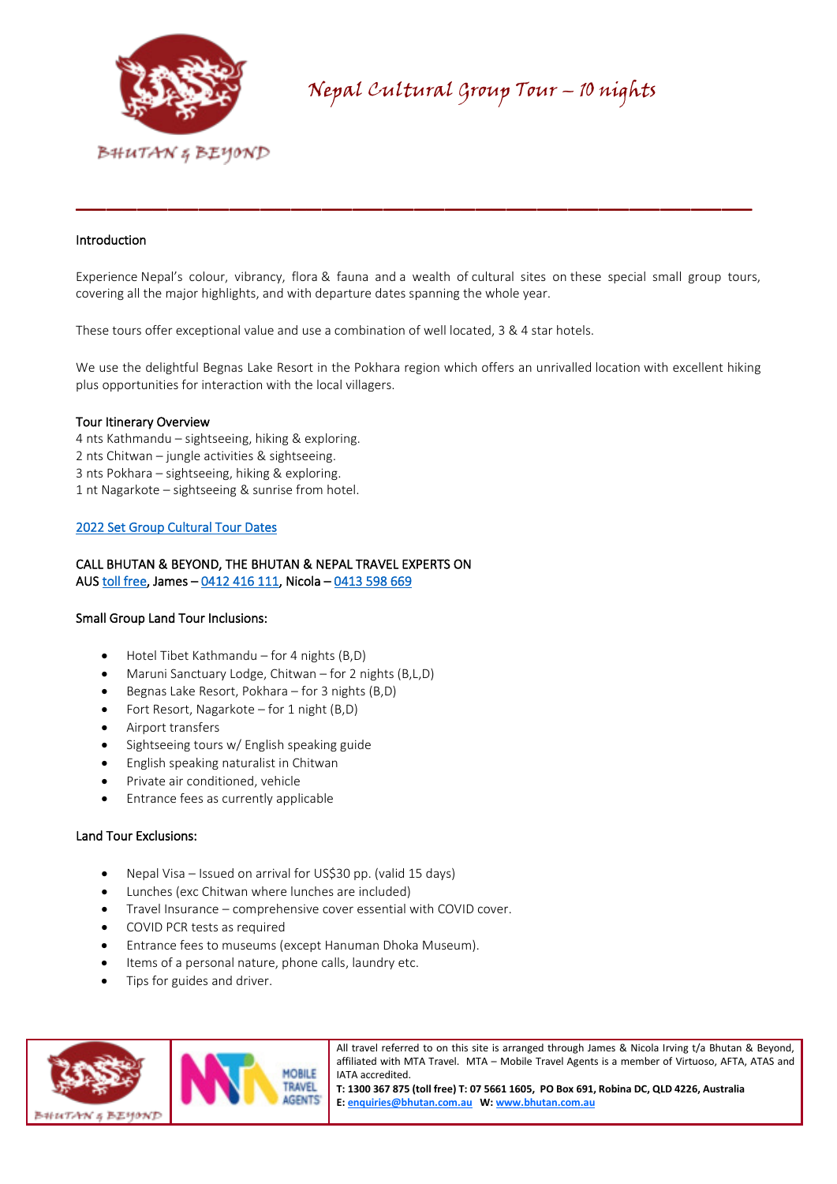# Nepal Cultural Group Tour – 10 nights

BHUTAN & BEYOND

## Introduction

Experience Nepal's colour, vibrancy, flora & fauna and a wealth of cultural sites on these special small group tours, covering all the major highlights, and with departure dates spanning the whole year.

These tours offer exceptional value and use a combination of well located, 3 & 4 star hotels.

We use the delightful Begnas Lake Resort in the Pokhara region which offers an unrivalled location with excellent hiking plus opportunities for interaction with the local villagers.

## Tour Itinerary Overview

4 nts Kathmandu – sightseeing, hiking & exploring.
2 nts Chitwan – jungle activities & sightseeing.
3 nts Pokhara – sightseeing, hiking & exploring.
1 nt Nagarkote – sightseeing & sunrise from hotel.

2022 Set Group Cultural Tour Dates

CALL BHUTAN & BEYOND, THE BHUTAN & NEPAL TRAVEL EXPERTS ON
AUS toll free, James – 0412 416 111, Nicola – 0413 598 669

## Small Group Land Tour Inclusions:

- Hotel Tibet Kathmandu – for 4 nights (B,D)
- Maruni Sanctuary Lodge, Chitwan – for 2 nights (B,L,D)
- Begnas Lake Resort, Pokhara – for 3 nights (B,D)
- Fort Resort, Nagarkote – for 1 night (B,D)
- Airport transfers
- Sightseeing tours w/ English speaking guide
- English speaking naturalist in Chitwan
- Private air conditioned, vehicle
- Entrance fees as currently applicable

## Land Tour Exclusions:

- Nepal Visa – Issued on arrival for US$30 pp. (valid 15 days)
- Lunches (exc Chitwan where lunches are included)
- Travel Insurance – comprehensive cover essential with COVID cover.
- COVID PCR tests as required
- Entrance fees to museums (except Hanuman Dhoka Museum).
- Items of a personal nature, phone calls, laundry etc.
- Tips for guides and driver.

All travel referred to on this site is arranged through James & Nicola Irving t/a Bhutan & Beyond, affiliated with MTA Travel. MTA – Mobile Travel Agents is a member of Virtuoso, AFTA, ATAS and IATA accredited.
**T: 1300 367 875 (toll free) T: 07 5661 1605, PO Box 691, Robina DC, QLD 4226, Australia**
**E: enquiries@bhutan.com.au W: www.bhutan.com.au**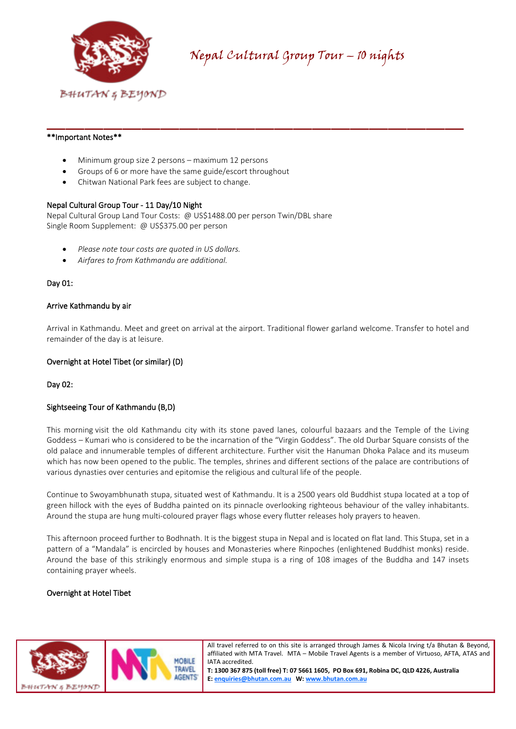# Nepal Cultural Group Tour – 10 nights

**Important Notes**

- Minimum group size 2 persons – maximum 12 persons
- Groups of 6 or more have the same guide/escort throughout
- Chitwan National Park fees are subject to change.

Nepal Cultural Group Tour - 11 Day/10 Night

Nepal Cultural Group Land Tour Costs: @ US$1488.00 per person Twin/DBL share
Single Room Supplement: @ US$375.00 per person

- *Please note tour costs are quoted in US dollars.*
- *Airfares to from Kathmandu are additional.*

Day 01:

Arrive Kathmandu by air

Arrival in Kathmandu. Meet and greet on arrival at the airport. Traditional flower garland welcome. Transfer to hotel and remainder of the day is at leisure.

Overnight at Hotel Tibet (or similar) (D)

Day 02:

Sightseeing Tour of Kathmandu (B,D)

This morning visit the old Kathmandu city with its stone paved lanes, colourful bazaars and the Temple of the Living Goddess – Kumari who is considered to be the incarnation of the "Virgin Goddess". The old Durbar Square consists of the old palace and innumerable temples of different architecture. Further visit the Hanuman Dhoka Palace and its museum which has now been opened to the public. The temples, shrines and different sections of the palace are contributions of various dynasties over centuries and epitomise the religious and cultural life of the people.

Continue to Swoyambhunath stupa, situated west of Kathmandu. It is a 2500 years old Buddhist stupa located at a top of green hillock with the eyes of Buddha painted on its pinnacle overlooking righteous behaviour of the valley inhabitants. Around the stupa are hung multi-coloured prayer flags whose every flutter releases holy prayers to heaven.

This afternoon proceed further to Bodhnath. It is the biggest stupa in Nepal and is located on flat land. This Stupa, set in a pattern of a "Mandala" is encircled by houses and Monasteries where Rinpoches (enlightened Buddhist monks) reside. Around the base of this strikingly enormous and simple stupa is a ring of 108 images of the Buddha and 147 insets containing prayer wheels.

Overnight at Hotel Tibet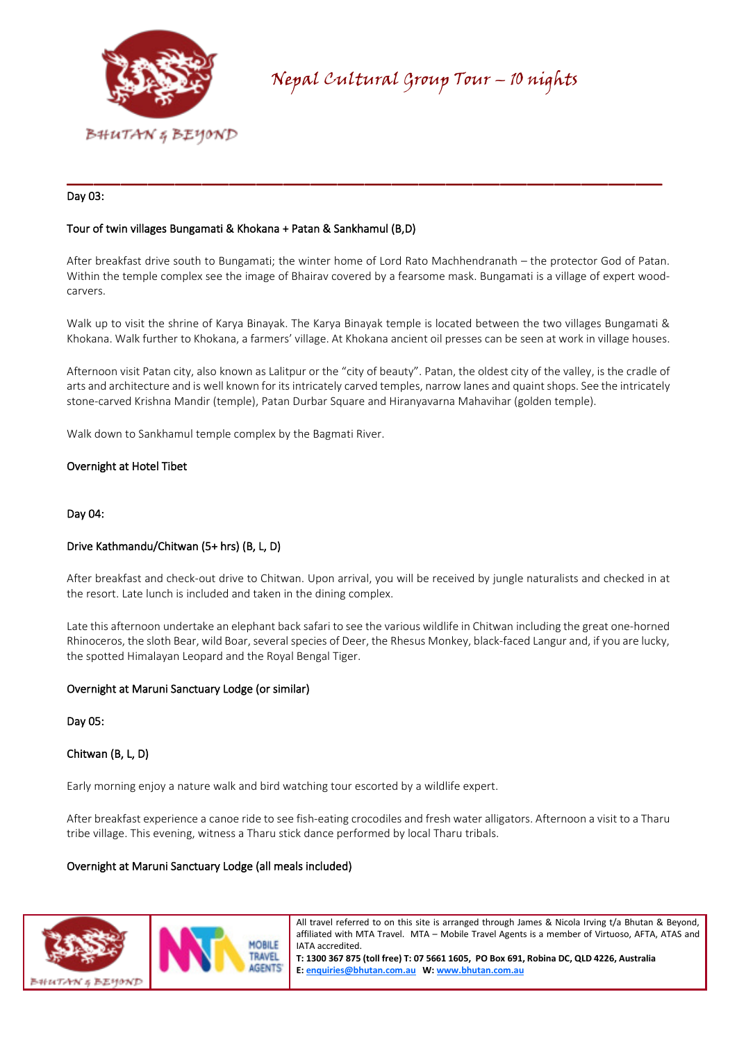Day 03:

Tour of twin villages Bungamati & Khokana + Patan & Sankhamul (B,D)

After breakfast drive south to Bungamati; the winter home of Lord Rato Machhendranath – the protector God of Patan. Within the temple complex see the image of Bhairav covered by a fearsome mask. Bungamati is a village of expert wood-carvers.

Walk up to visit the shrine of Karya Binayak. The Karya Binayak temple is located between the two villages Bungamati & Khokana. Walk further to Khokana, a farmers' village. At Khokana ancient oil presses can be seen at work in village houses.

Afternoon visit Patan city, also known as Lalitpur or the "city of beauty". Patan, the oldest city of the valley, is the cradle of arts and architecture and is well known for its intricately carved temples, narrow lanes and quaint shops. See the intricately stone-carved Krishna Mandir (temple), Patan Durbar Square and Hiranyavarna Mahavihar (golden temple).

Walk down to Sankhamul temple complex by the Bagmati River.

Overnight at Hotel Tibet

Day 04:

Drive Kathmandu/Chitwan (5+ hrs) (B, L, D)

After breakfast and check-out drive to Chitwan. Upon arrival, you will be received by jungle naturalists and checked in at the resort. Late lunch is included and taken in the dining complex.

Late this afternoon undertake an elephant back safari to see the various wildlife in Chitwan including the great one-horned Rhinoceros, the sloth Bear, wild Boar, several species of Deer, the Rhesus Monkey, black-faced Langur and, if you are lucky, the spotted Himalayan Leopard and the Royal Bengal Tiger.

Overnight at Maruni Sanctuary Lodge (or similar)

Day 05:

Chitwan (B, L, D)

Early morning enjoy a nature walk and bird watching tour escorted by a wildlife expert.

After breakfast experience a canoe ride to see fish-eating crocodiles and fresh water alligators. Afternoon a visit to a Tharu tribe village. This evening, witness a Tharu stick dance performed by local Tharu tribals.

Overnight at Maruni Sanctuary Lodge (all meals included)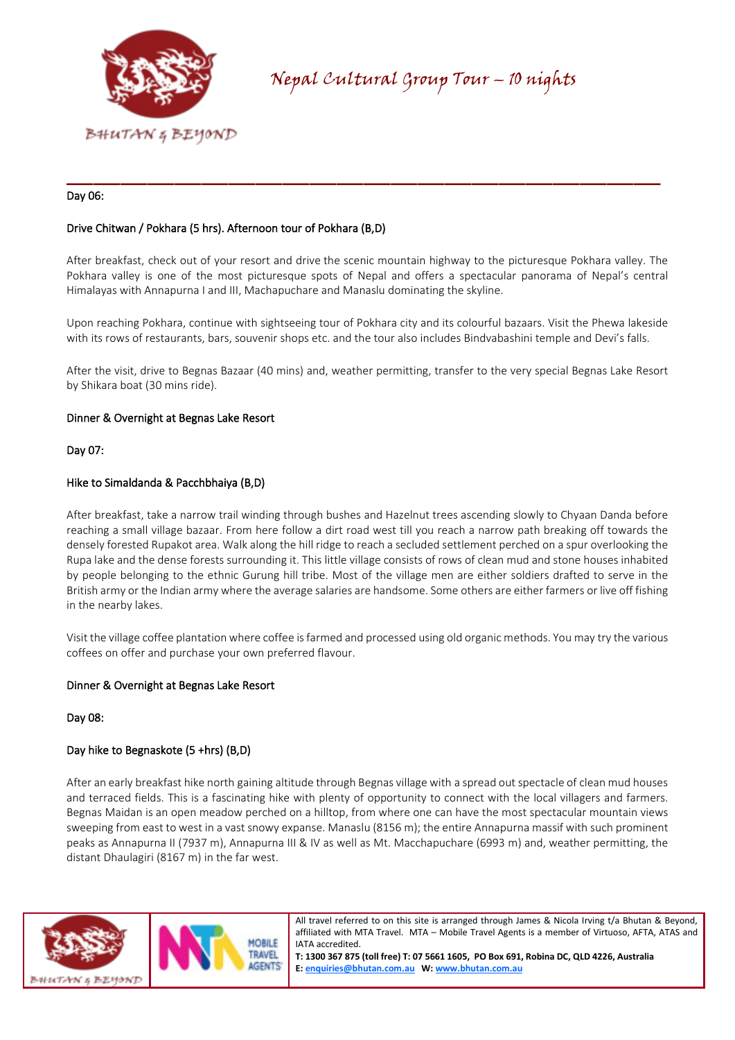Day 06:

Drive Chitwan / Pokhara (5 hrs). Afternoon tour of Pokhara (B,D)

After breakfast, check out of your resort and drive the scenic mountain highway to the picturesque Pokhara valley. The Pokhara valley is one of the most picturesque spots of Nepal and offers a spectacular panorama of Nepal's central Himalayas with Annapurna I and III, Machapuchare and Manaslu dominating the skyline.

Upon reaching Pokhara, continue with sightseeing tour of Pokhara city and its colourful bazaars. Visit the Phewa lakeside with its rows of restaurants, bars, souvenir shops etc. and the tour also includes Bindvabashini temple and Devi's falls.

After the visit, drive to Begnas Bazaar (40 mins) and, weather permitting, transfer to the very special Begnas Lake Resort by Shikara boat (30 mins ride).

Dinner & Overnight at Begnas Lake Resort

Day 07:

Hike to Simaldanda & Pacchbhaiya (B,D)

After breakfast, take a narrow trail winding through bushes and Hazelnut trees ascending slowly to Chyaan Danda before reaching a small village bazaar. From here follow a dirt road west till you reach a narrow path breaking off towards the densely forested Rupakot area. Walk along the hill ridge to reach a secluded settlement perched on a spur overlooking the Rupa lake and the dense forests surrounding it. This little village consists of rows of clean mud and stone houses inhabited by people belonging to the ethnic Gurung hill tribe. Most of the village men are either soldiers drafted to serve in the British army or the Indian army where the average salaries are handsome. Some others are either farmers or live off fishing in the nearby lakes.

Visit the village coffee plantation where coffee is farmed and processed using old organic methods. You may try the various coffees on offer and purchase your own preferred flavour.

Dinner & Overnight at Begnas Lake Resort

Day 08:

Day hike to Begnaskote (5 +hrs) (B,D)

After an early breakfast hike north gaining altitude through Begnas village with a spread out spectacle of clean mud houses and terraced fields. This is a fascinating hike with plenty of opportunity to connect with the local villagers and farmers. Begnas Maidan is an open meadow perched on a hilltop, from where one can have the most spectacular mountain views sweeping from east to west in a vast snowy expanse. Manaslu (8156 m); the entire Annapurna massif with such prominent peaks as Annapurna II (7937 m), Annapurna III & IV as well as Mt. Macchapuchare (6993 m) and, weather permitting, the distant Dhaulagiri (8167 m) in the far west.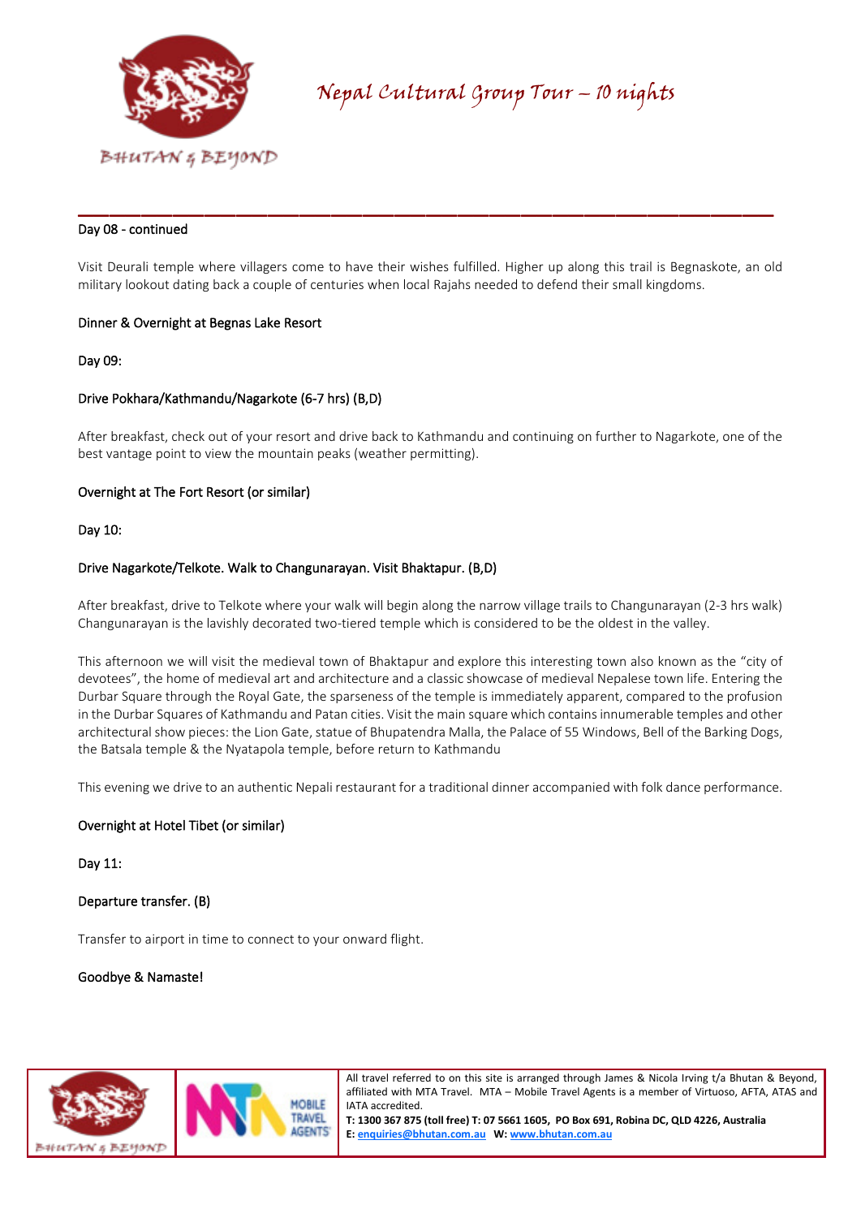Day 08 - continued

Visit Deurali temple where villagers come to have their wishes fulfilled. Higher up along this trail is Begnaskote, an old military lookout dating back a couple of centuries when local Rajahs needed to defend their small kingdoms.

Dinner & Overnight at Begnas Lake Resort

Day 09:

Drive Pokhara/Kathmandu/Nagarkote (6-7 hrs) (B,D)

After breakfast, check out of your resort and drive back to Kathmandu and continuing on further to Nagarkote, one of the best vantage point to view the mountain peaks (weather permitting).

Overnight at The Fort Resort (or similar)

Day 10:

Drive Nagarkote/Telkote. Walk to Changunarayan. Visit Bhaktapur. (B,D)

After breakfast, drive to Telkote where your walk will begin along the narrow village trails to Changunarayan (2-3 hrs walk) Changunarayan is the lavishly decorated two-tiered temple which is considered to be the oldest in the valley.

This afternoon we will visit the medieval town of Bhaktapur and explore this interesting town also known as the "city of devotees", the home of medieval art and architecture and a classic showcase of medieval Nepalese town life. Entering the Durbar Square through the Royal Gate, the sparseness of the temple is immediately apparent, compared to the profusion in the Durbar Squares of Kathmandu and Patan cities. Visit the main square which contains innumerable temples and other architectural show pieces: the Lion Gate, statue of Bhupatendra Malla, the Palace of 55 Windows, Bell of the Barking Dogs, the Batsala temple & the Nyatapola temple, before return to Kathmandu

This evening we drive to an authentic Nepali restaurant for a traditional dinner accompanied with folk dance performance.

Overnight at Hotel Tibet (or similar)

Day 11:

Departure transfer. (B)

Transfer to airport in time to connect to your onward flight.

Goodbye & Namaste!

All travel referred to on this site is arranged through James & Nicola Irving t/a Bhutan & Beyond, affiliated with MTA Travel. MTA – Mobile Travel Agents is a member of Virtuoso, AFTA, ATAS and IATA accredited.
**T: 1300 367 875 (toll free) T: 07 5661 1605, PO Box 691, Robina DC, QLD 4226, Australia**
**E: enquiries@bhutan.com.au W: www.bhutan.com.au**